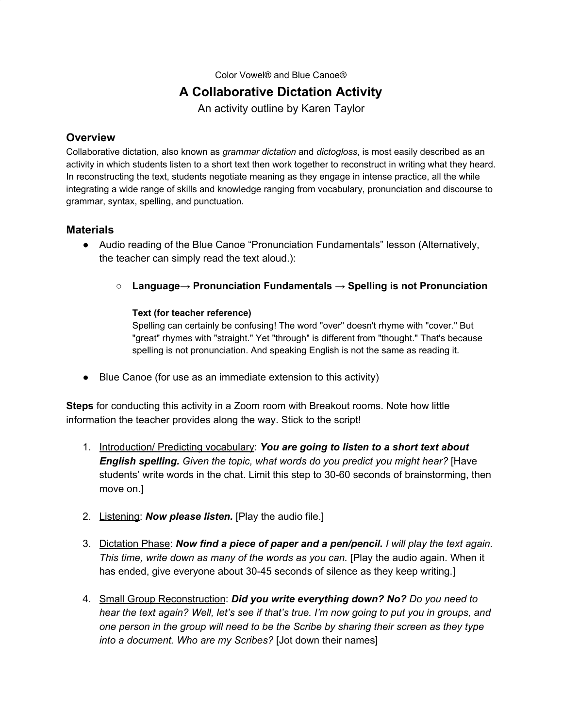Color Vowel® and Blue Canoe®

# A Collaborative Dictation Activity

An activity outline by Karen Taylor

## Overview

Collaborative dictation, also known as *grammar dictation* and *dictogloss*, is most easily described as an activity in which students listen to a short text then work together to reconstruct in writing what they heard. In reconstructing the text, students negotiate meaning as they engage in intense practice, all the while integrating a wide range of skills and knowledge ranging from vocabulary, pronunciation and discourse to grammar, syntax, spelling, and punctuation.

## Materials

- Audio reading of the Blue Canoe "Pronunciation Fundamentals" lesson (Alternatively, the teacher can simply read the text aloud.):
  - **Language→ Pronunciation Fundamentals → Spelling is not Pronunciation**

    **Text (for teacher reference)**
    Spelling can certainly be confusing! The word "over" doesn't rhyme with "cover." But "great" rhymes with "straight." Yet "through" is different from "thought." That's because spelling is not pronunciation. And speaking English is not the same as reading it.
- Blue Canoe (for use as an immediate extension to this activity)

**Steps** for conducting this activity in a Zoom room with Breakout rooms. Note how little information the teacher provides along the way. Stick to the script!

1. Introduction/ Predicting vocabulary: ***You are going to listen to a short text about English spelling.*** *Given the topic, what words do you predict you might hear?* [Have students' write words in the chat. Limit this step to 30-60 seconds of brainstorming, then move on.]
2. Listening: ***Now please listen.*** [Play the audio file.]
3. Dictation Phase: ***Now find a piece of paper and a pen/pencil.*** *I will play the text again. This time, write down as many of the words as you can.* [Play the audio again. When it has ended, give everyone about 30-45 seconds of silence as they keep writing.]
4. Small Group Reconstruction: ***Did you write everything down? No?*** *Do you need to hear the text again? Well, let's see if that's true. I'm now going to put you in groups, and one person in the group will need to be the Scribe by sharing their screen as they type into a document. Who are my Scribes?* [Jot down their names]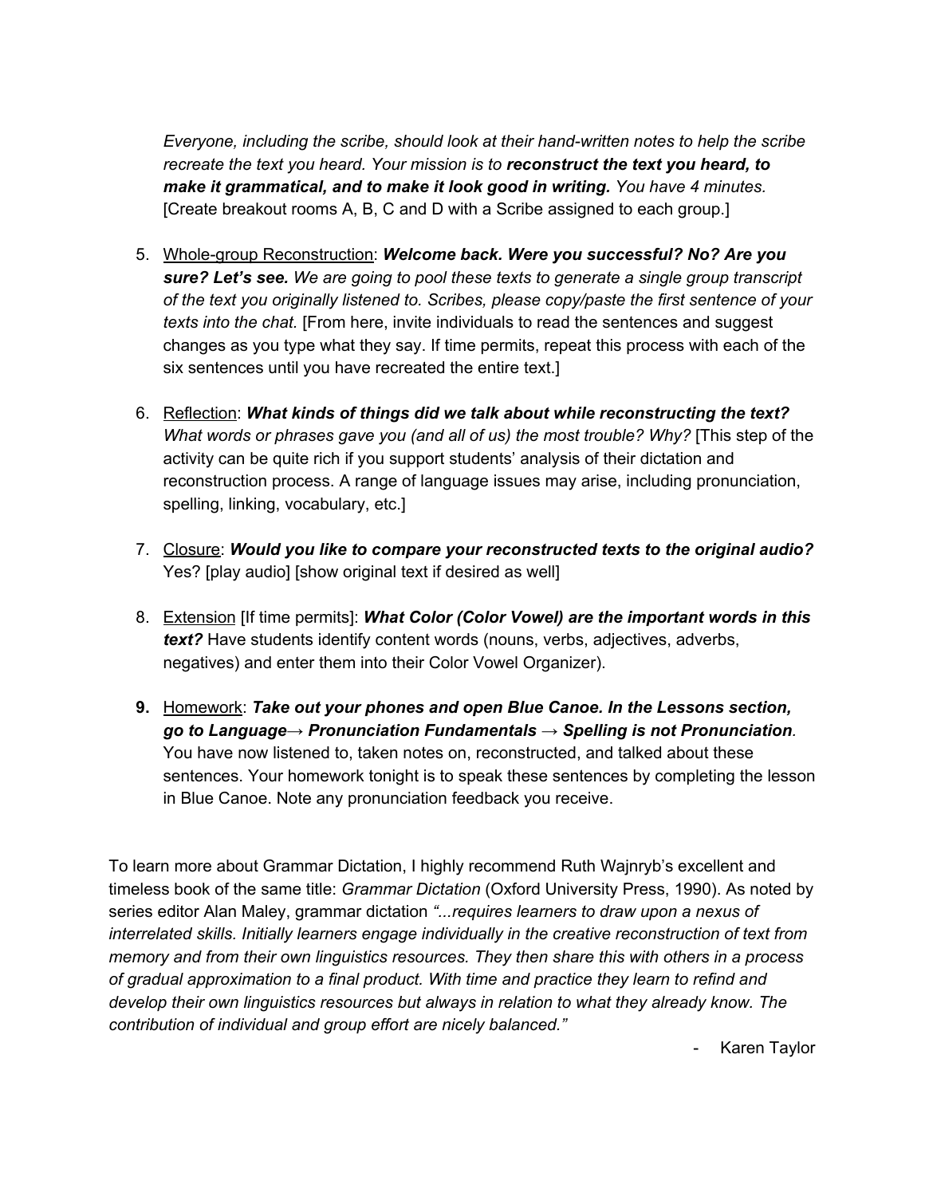*Everyone, including the scribe, should look at their hand-written notes to help the scribe recreate the text you heard. Your mission is to* ***reconstruct the text you heard, to make it grammatical, and to make it look good in writing.*** *You have 4 minutes.* [Create breakout rooms A, B, C and D with a Scribe assigned to each group.]

5. Whole-group Reconstruction: ***Welcome back. Were you successful? No? Are you sure? Let's see.*** *We are going to pool these texts to generate a single group transcript of the text you originally listened to. Scribes, please copy/paste the first sentence of your texts into the chat.* [From here, invite individuals to read the sentences and suggest changes as you type what they say. If time permits, repeat this process with each of the six sentences until you have recreated the entire text.]

6. Reflection: ***What kinds of things did we talk about while reconstructing the text?*** *What words or phrases gave you (and all of us) the most trouble? Why?* [This step of the activity can be quite rich if you support students' analysis of their dictation and reconstruction process. A range of language issues may arise, including pronunciation, spelling, linking, vocabulary, etc.]

7. Closure: ***Would you like to compare your reconstructed texts to the original audio?*** Yes? [play audio] [show original text if desired as well]

8. Extension [If time permits]: ***What Color (Color Vowel) are the important words in this text?*** Have students identify content words (nouns, verbs, adjectives, adverbs, negatives) and enter them into their Color Vowel Organizer).

9. Homework: ***Take out your phones and open Blue Canoe. In the Lessons section, go to Language→ Pronunciation Fundamentals → Spelling is not Pronunciation.*** You have now listened to, taken notes on, reconstructed, and talked about these sentences. Your homework tonight is to speak these sentences by completing the lesson in Blue Canoe. Note any pronunciation feedback you receive.

To learn more about Grammar Dictation, I highly recommend Ruth Wajnryb's excellent and timeless book of the same title: *Grammar Dictation* (Oxford University Press, 1990). As noted by series editor Alan Maley, grammar dictation *"...requires learners to draw upon a nexus of interrelated skills. Initially learners engage individually in the creative reconstruction of text from memory and from their own linguistics resources. They then share this with others in a process of gradual approximation to a final product. With time and practice they learn to refind and develop their own linguistics resources but always in relation to what they already know. The contribution of individual and group effort are nicely balanced."*

\- Karen Taylor